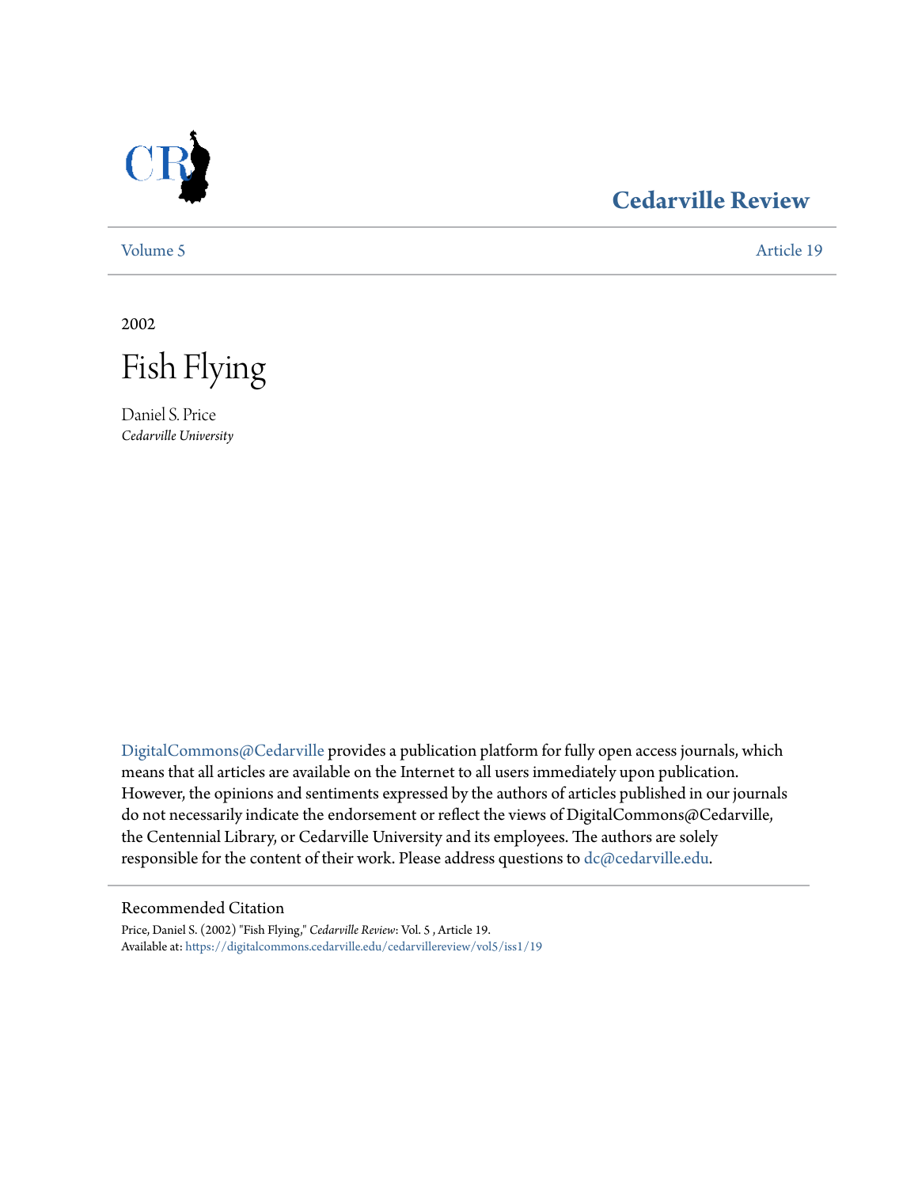# Cedarville Review

Volume 5 Article 19

2002

# Fish Flying

Daniel S. Price
*Cedarville University*

DigitalCommons@Cedarville provides a publication platform for fully open access journals, which means that all articles are available on the Internet to all users immediately upon publication. However, the opinions and sentiments expressed by the authors of articles published in our journals do not necessarily indicate the endorsement or reflect the views of DigitalCommons@Cedarville, the Centennial Library, or Cedarville University and its employees. The authors are solely responsible for the content of their work. Please address questions to dc@cedarville.edu.

## Recommended Citation

Price, Daniel S. (2002) "Fish Flying," *Cedarville Review*: Vol. 5 , Article 19.
Available at: https://digitalcommons.cedarville.edu/cedarvillereview/vol5/iss1/19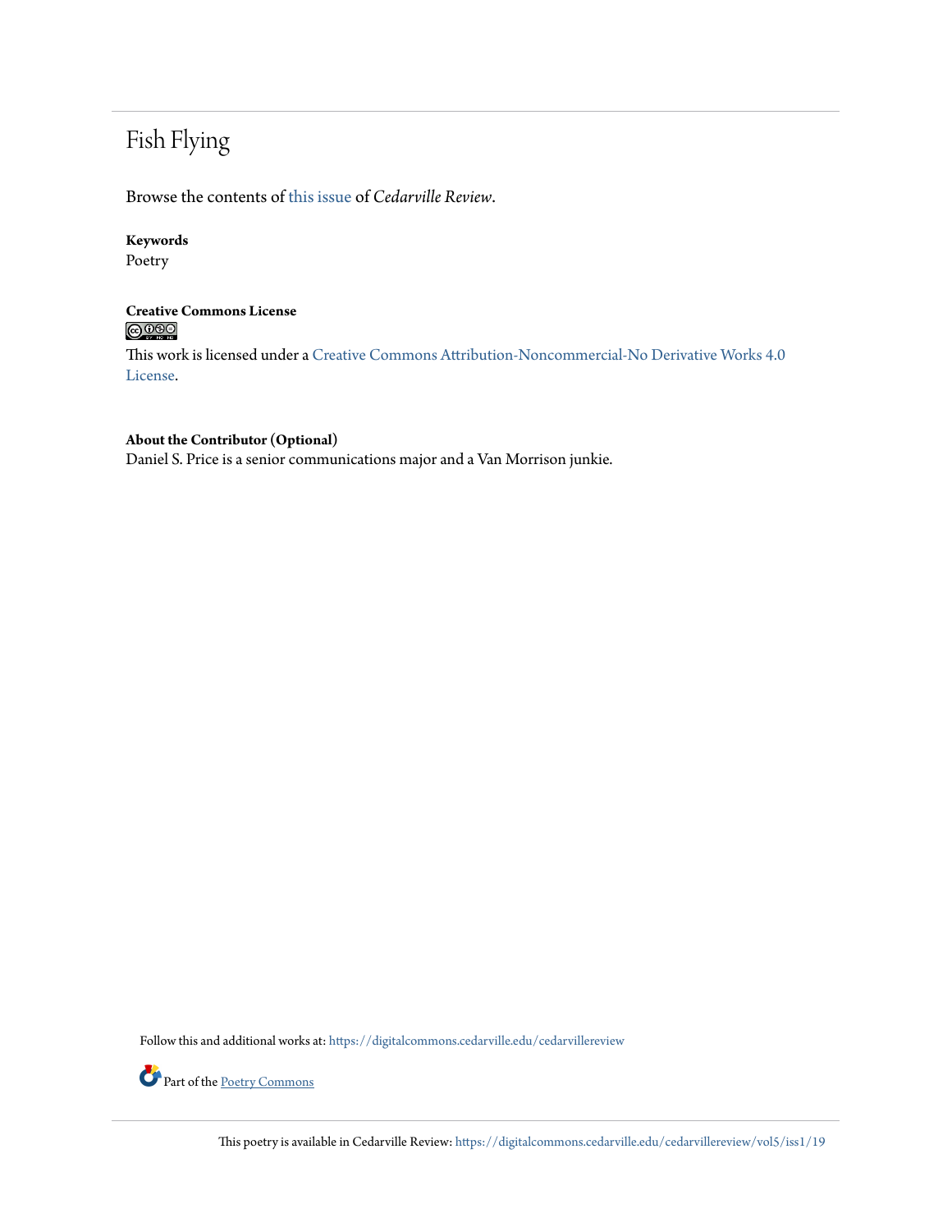# Fish Flying

Browse the contents of this issue of *Cedarville Review*.

**Keywords**
Poetry

**Creative Commons License**

This work is licensed under a Creative Commons Attribution-Noncommercial-No Derivative Works 4.0 License.

**About the Contributor (Optional)**
Daniel S. Price is a senior communications major and a Van Morrison junkie.

Follow this and additional works at: https://digitalcommons.cedarville.edu/cedarvillereview

Part of the Poetry Commons

This poetry is available in Cedarville Review: https://digitalcommons.cedarville.edu/cedarvillereview/vol5/iss1/19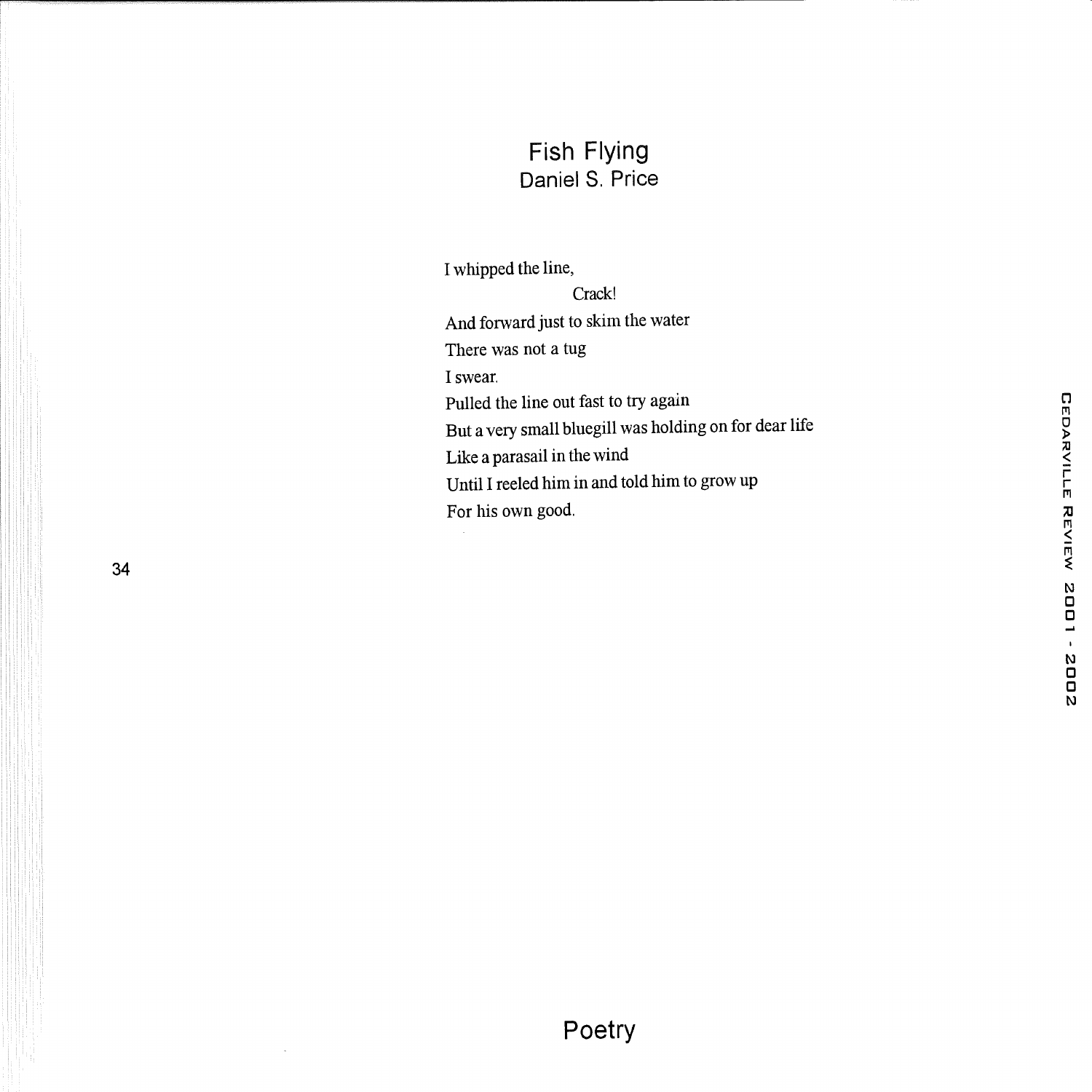# Fish Flying

## Daniel S. Price

I whipped the line,

Crack!

And forward just to skim the water

There was not a tug

I swear.

Pulled the line out fast to try again

But a very small bluegill was holding on for dear life

Like a parasail in the wind

Until I reeled him in and told him to grow up

For his own good.